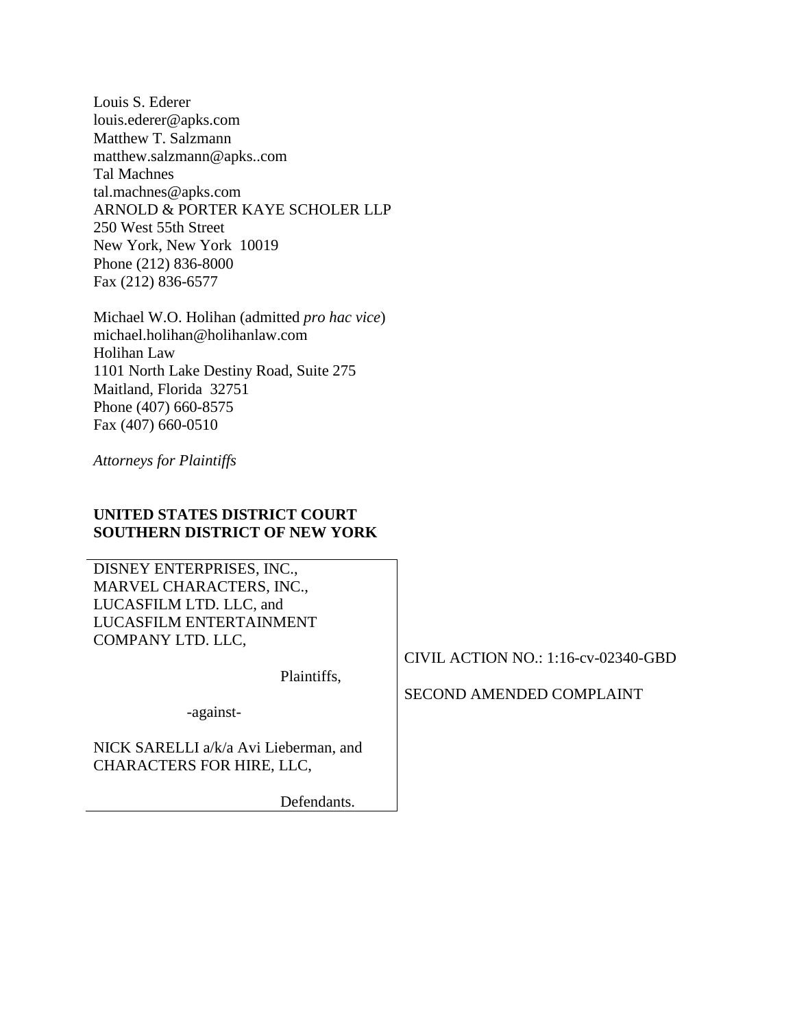Louis S. Ederer
louis.ederer@apks.com
Matthew T. Salzmann
matthew.salzmann@apks..com
Tal Machnes
tal.machnes@apks.com
ARNOLD & PORTER KAYE SCHOLER LLP
250 West 55th Street
New York, New York 10019
Phone (212) 836-8000
Fax (212) 836-6577

Michael W.O. Holihan (admitted *pro hac vice*)
michael.holihan@holihanlaw.com
Holihan Law
1101 North Lake Destiny Road, Suite 275
Maitland, Florida 32751
Phone (407) 660-8575
Fax (407) 660-0510

*Attorneys for Plaintiffs*

**UNITED STATES DISTRICT COURT**
**SOUTHERN DISTRICT OF NEW YORK**

| | |
|---|---|
| DISNEY ENTERPRISES, INC., MARVEL CHARACTERS, INC., LUCASFILM LTD. LLC, and LUCASFILM ENTERTAINMENT COMPANY LTD. LLC,<br><br>Plaintiffs,<br><br>-against-<br><br>NICK SARELLI a/k/a Avi Lieberman, and CHARACTERS FOR HIRE, LLC,<br><br>Defendants. | CIVIL ACTION NO.: 1:16-cv-02340-GBD<br><br>SECOND AMENDED COMPLAINT |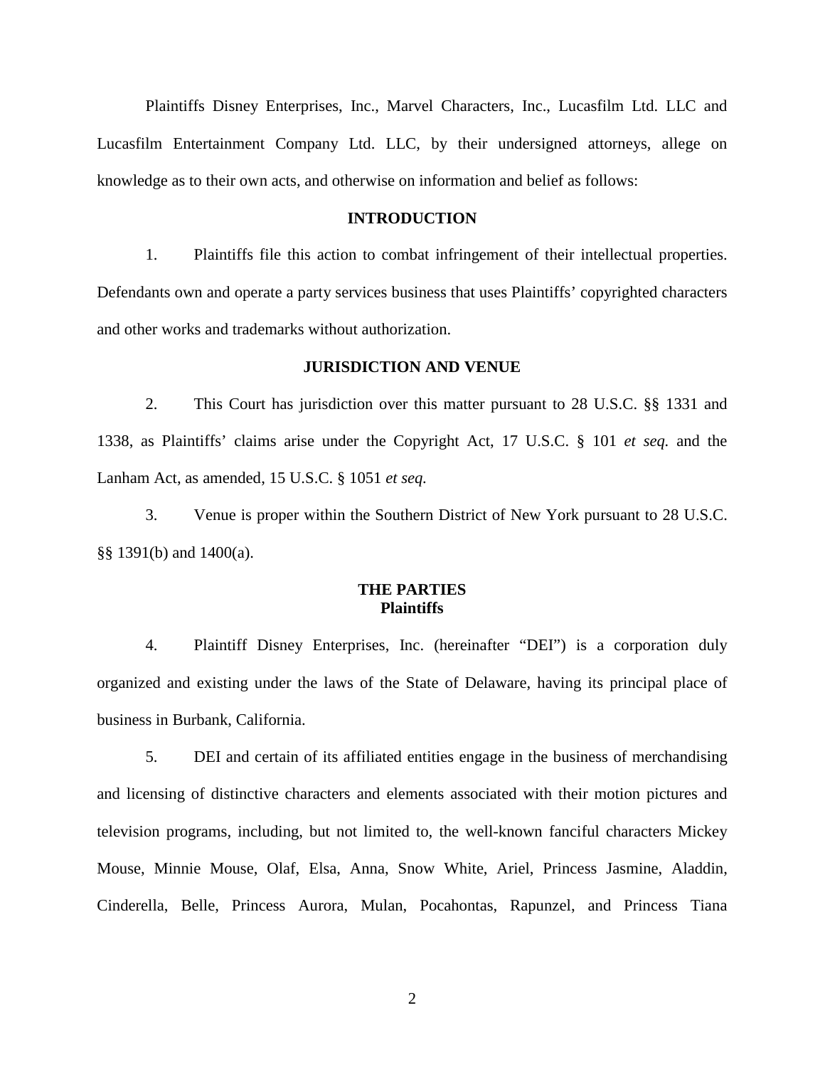Plaintiffs Disney Enterprises, Inc., Marvel Characters, Inc., Lucasfilm Ltd. LLC and Lucasfilm Entertainment Company Ltd. LLC, by their undersigned attorneys, allege on knowledge as to their own acts, and otherwise on information and belief as follows:

## INTRODUCTION

1. Plaintiffs file this action to combat infringement of their intellectual properties. Defendants own and operate a party services business that uses Plaintiffs' copyrighted characters and other works and trademarks without authorization.

## JURISDICTION AND VENUE

2. This Court has jurisdiction over this matter pursuant to 28 U.S.C. §§ 1331 and 1338, as Plaintiffs' claims arise under the Copyright Act, 17 U.S.C. § 101 *et seq.* and the Lanham Act, as amended, 15 U.S.C. § 1051 *et seq.*

3. Venue is proper within the Southern District of New York pursuant to 28 U.S.C. §§ 1391(b) and 1400(a).

## THE PARTIES

### Plaintiffs

4. Plaintiff Disney Enterprises, Inc. (hereinafter "DEI") is a corporation duly organized and existing under the laws of the State of Delaware, having its principal place of business in Burbank, California.

5. DEI and certain of its affiliated entities engage in the business of merchandising and licensing of distinctive characters and elements associated with their motion pictures and television programs, including, but not limited to, the well-known fanciful characters Mickey Mouse, Minnie Mouse, Olaf, Elsa, Anna, Snow White, Ariel, Princess Jasmine, Aladdin, Cinderella, Belle, Princess Aurora, Mulan, Pocahontas, Rapunzel, and Princess Tiana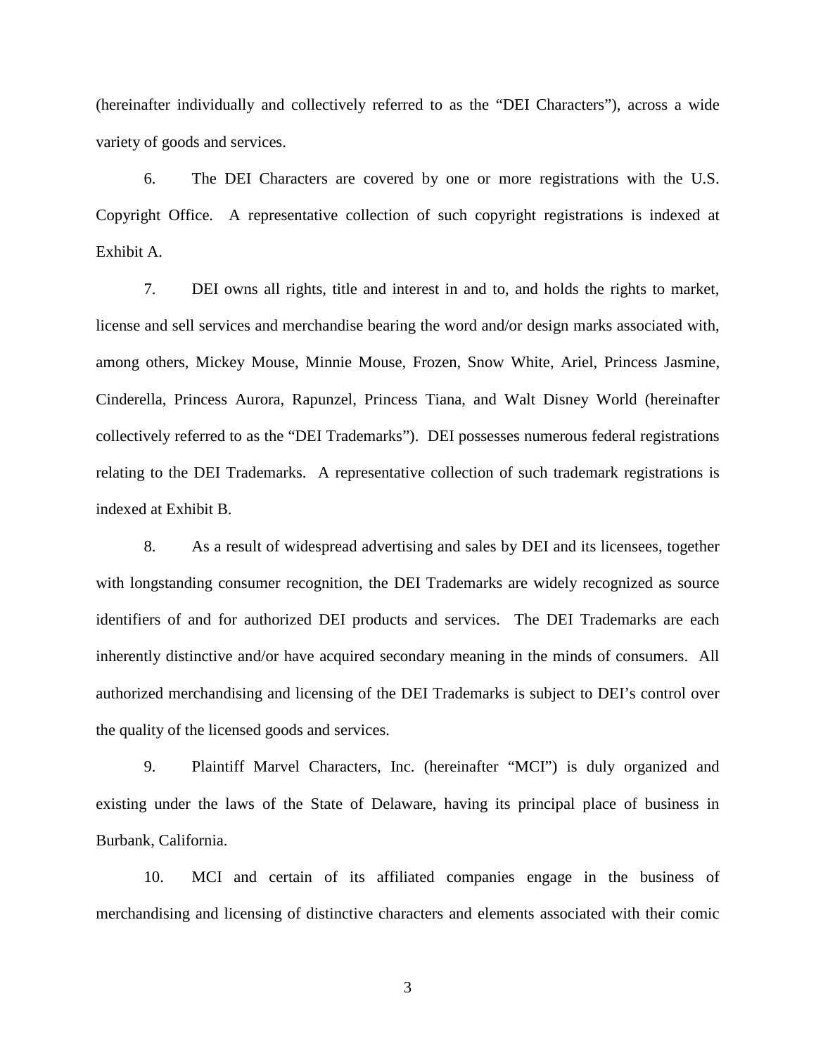(hereinafter individually and collectively referred to as the "DEI Characters"), across a wide variety of goods and services.

6. The DEI Characters are covered by one or more registrations with the U.S. Copyright Office. A representative collection of such copyright registrations is indexed at Exhibit A.

7. DEI owns all rights, title and interest in and to, and holds the rights to market, license and sell services and merchandise bearing the word and/or design marks associated with, among others, Mickey Mouse, Minnie Mouse, Frozen, Snow White, Ariel, Princess Jasmine, Cinderella, Princess Aurora, Rapunzel, Princess Tiana, and Walt Disney World (hereinafter collectively referred to as the "DEI Trademarks"). DEI possesses numerous federal registrations relating to the DEI Trademarks. A representative collection of such trademark registrations is indexed at Exhibit B.

8. As a result of widespread advertising and sales by DEI and its licensees, together with longstanding consumer recognition, the DEI Trademarks are widely recognized as source identifiers of and for authorized DEI products and services. The DEI Trademarks are each inherently distinctive and/or have acquired secondary meaning in the minds of consumers. All authorized merchandising and licensing of the DEI Trademarks is subject to DEI's control over the quality of the licensed goods and services.

9. Plaintiff Marvel Characters, Inc. (hereinafter "MCI") is duly organized and existing under the laws of the State of Delaware, having its principal place of business in Burbank, California.

10. MCI and certain of its affiliated companies engage in the business of merchandising and licensing of distinctive characters and elements associated with their comic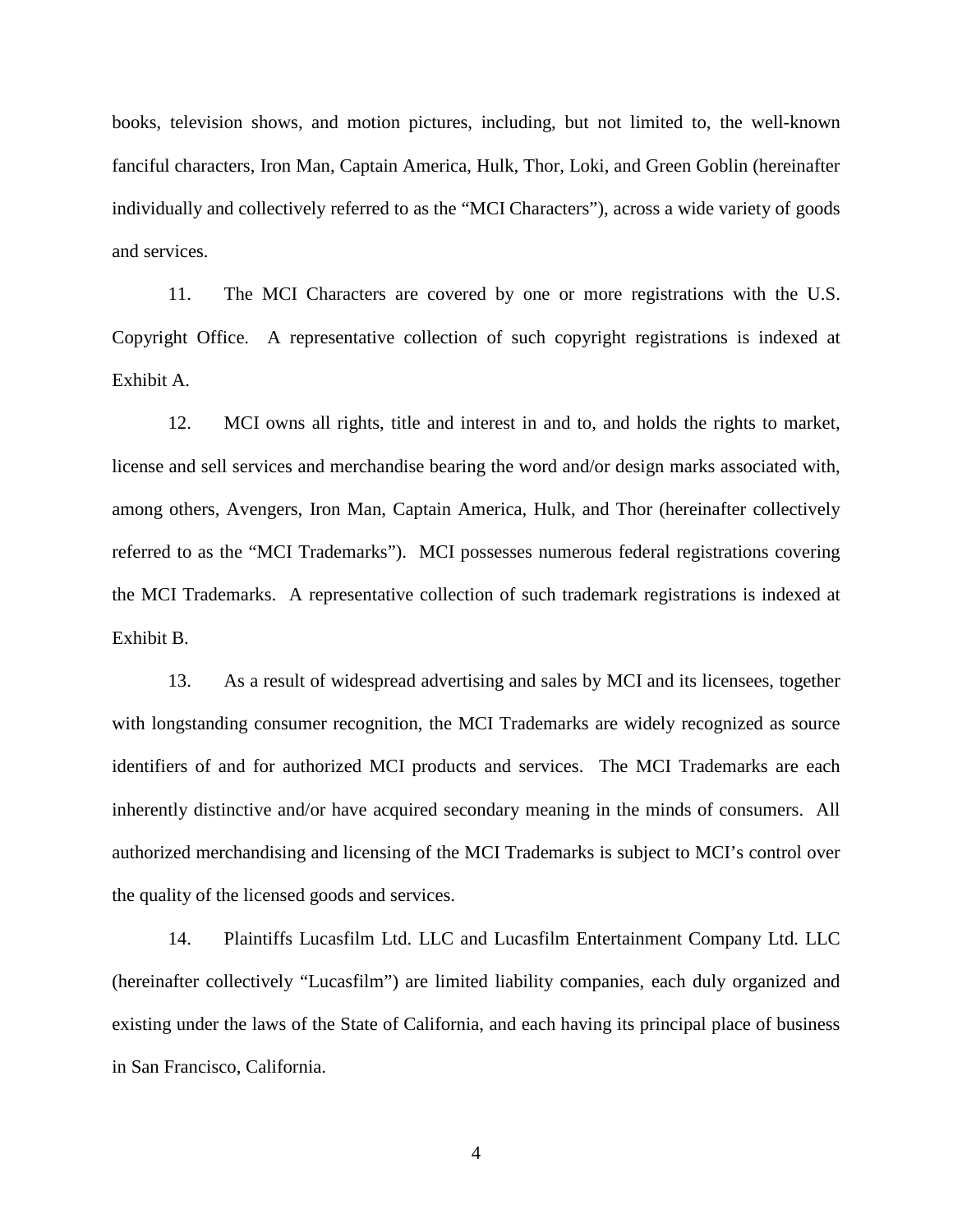books, television shows, and motion pictures, including, but not limited to, the well-known fanciful characters, Iron Man, Captain America, Hulk, Thor, Loki, and Green Goblin (hereinafter individually and collectively referred to as the "MCI Characters"), across a wide variety of goods and services.

11. The MCI Characters are covered by one or more registrations with the U.S. Copyright Office. A representative collection of such copyright registrations is indexed at Exhibit A.

12. MCI owns all rights, title and interest in and to, and holds the rights to market, license and sell services and merchandise bearing the word and/or design marks associated with, among others, Avengers, Iron Man, Captain America, Hulk, and Thor (hereinafter collectively referred to as the "MCI Trademarks"). MCI possesses numerous federal registrations covering the MCI Trademarks. A representative collection of such trademark registrations is indexed at Exhibit B.

13. As a result of widespread advertising and sales by MCI and its licensees, together with longstanding consumer recognition, the MCI Trademarks are widely recognized as source identifiers of and for authorized MCI products and services. The MCI Trademarks are each inherently distinctive and/or have acquired secondary meaning in the minds of consumers. All authorized merchandising and licensing of the MCI Trademarks is subject to MCI's control over the quality of the licensed goods and services.

14. Plaintiffs Lucasfilm Ltd. LLC and Lucasfilm Entertainment Company Ltd. LLC (hereinafter collectively "Lucasfilm") are limited liability companies, each duly organized and existing under the laws of the State of California, and each having its principal place of business in San Francisco, California.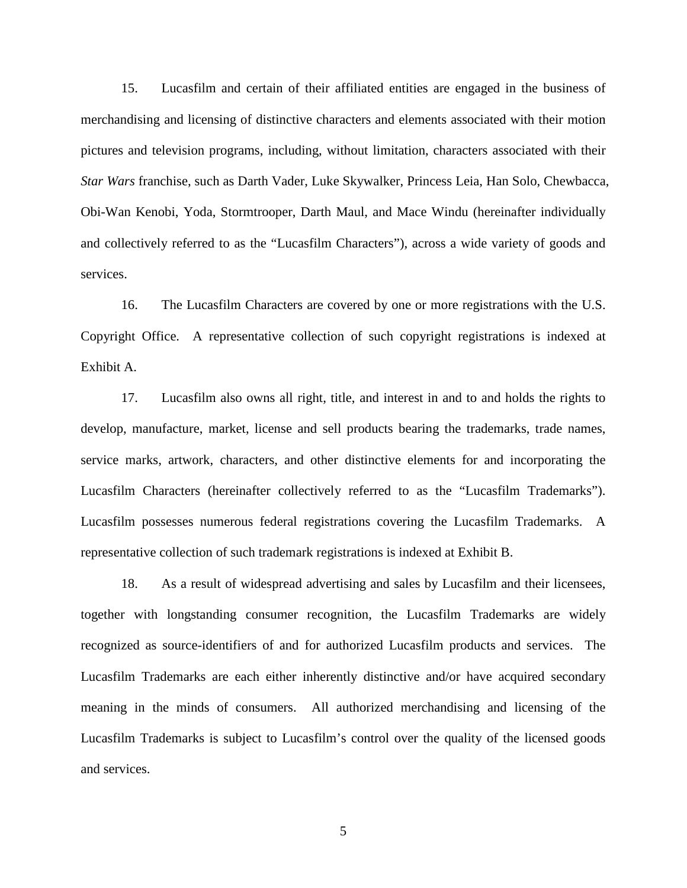15. Lucasfilm and certain of their affiliated entities are engaged in the business of merchandising and licensing of distinctive characters and elements associated with their motion pictures and television programs, including, without limitation, characters associated with their *Star Wars* franchise, such as Darth Vader, Luke Skywalker, Princess Leia, Han Solo, Chewbacca, Obi-Wan Kenobi, Yoda, Stormtrooper, Darth Maul, and Mace Windu (hereinafter individually and collectively referred to as the "Lucasfilm Characters"), across a wide variety of goods and services.

16. The Lucasfilm Characters are covered by one or more registrations with the U.S. Copyright Office. A representative collection of such copyright registrations is indexed at Exhibit A.

17. Lucasfilm also owns all right, title, and interest in and to and holds the rights to develop, manufacture, market, license and sell products bearing the trademarks, trade names, service marks, artwork, characters, and other distinctive elements for and incorporating the Lucasfilm Characters (hereinafter collectively referred to as the "Lucasfilm Trademarks"). Lucasfilm possesses numerous federal registrations covering the Lucasfilm Trademarks. A representative collection of such trademark registrations is indexed at Exhibit B.

18. As a result of widespread advertising and sales by Lucasfilm and their licensees, together with longstanding consumer recognition, the Lucasfilm Trademarks are widely recognized as source-identifiers of and for authorized Lucasfilm products and services. The Lucasfilm Trademarks are each either inherently distinctive and/or have acquired secondary meaning in the minds of consumers. All authorized merchandising and licensing of the Lucasfilm Trademarks is subject to Lucasfilm's control over the quality of the licensed goods and services.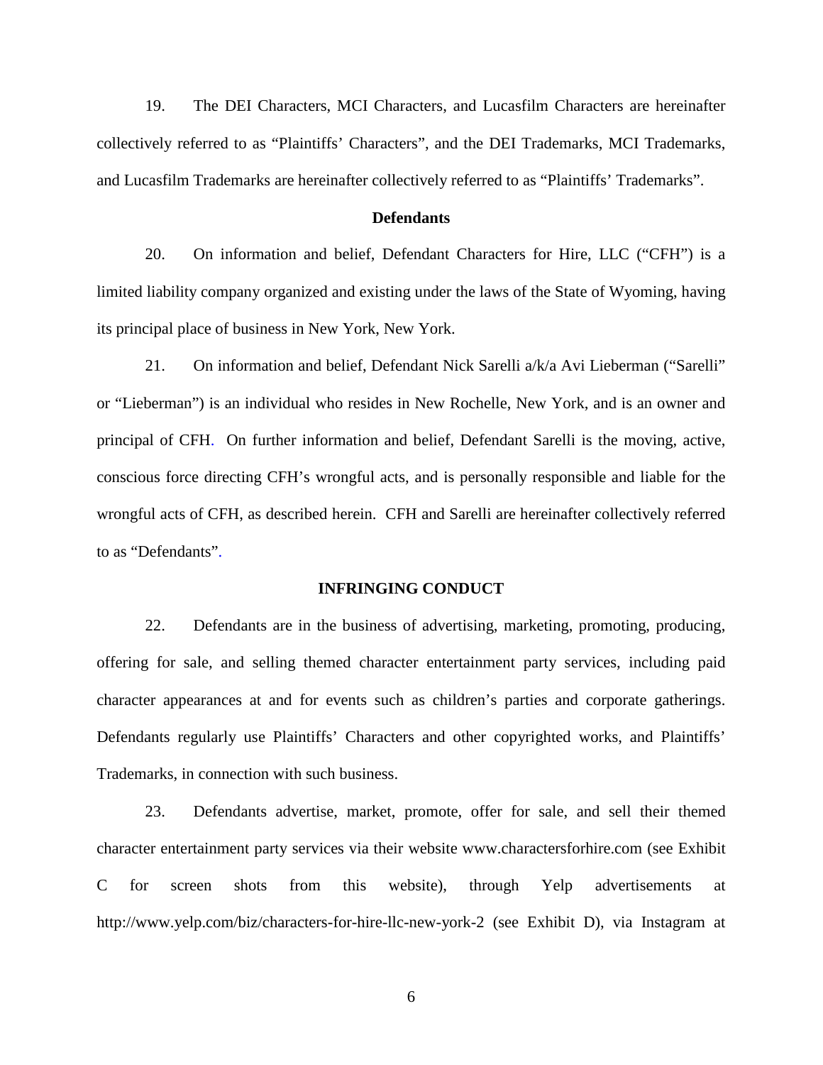19. The DEI Characters, MCI Characters, and Lucasfilm Characters are hereinafter collectively referred to as "Plaintiffs' Characters", and the DEI Trademarks, MCI Trademarks, and Lucasfilm Trademarks are hereinafter collectively referred to as "Plaintiffs' Trademarks".

**Defendants**

20. On information and belief, Defendant Characters for Hire, LLC ("CFH") is a limited liability company organized and existing under the laws of the State of Wyoming, having its principal place of business in New York, New York.

21. On information and belief, Defendant Nick Sarelli a/k/a Avi Lieberman ("Sarelli" or "Lieberman") is an individual who resides in New Rochelle, New York, and is an owner and principal of CFH. On further information and belief, Defendant Sarelli is the moving, active, conscious force directing CFH's wrongful acts, and is personally responsible and liable for the wrongful acts of CFH, as described herein. CFH and Sarelli are hereinafter collectively referred to as "Defendants".

**INFRINGING CONDUCT**

22. Defendants are in the business of advertising, marketing, promoting, producing, offering for sale, and selling themed character entertainment party services, including paid character appearances at and for events such as children's parties and corporate gatherings. Defendants regularly use Plaintiffs' Characters and other copyrighted works, and Plaintiffs' Trademarks, in connection with such business.

23. Defendants advertise, market, promote, offer for sale, and sell their themed character entertainment party services via their website www.charactersforhire.com (see Exhibit C for screen shots from this website), through Yelp advertisements at http://www.yelp.com/biz/characters-for-hire-llc-new-york-2 (see Exhibit D), via Instagram at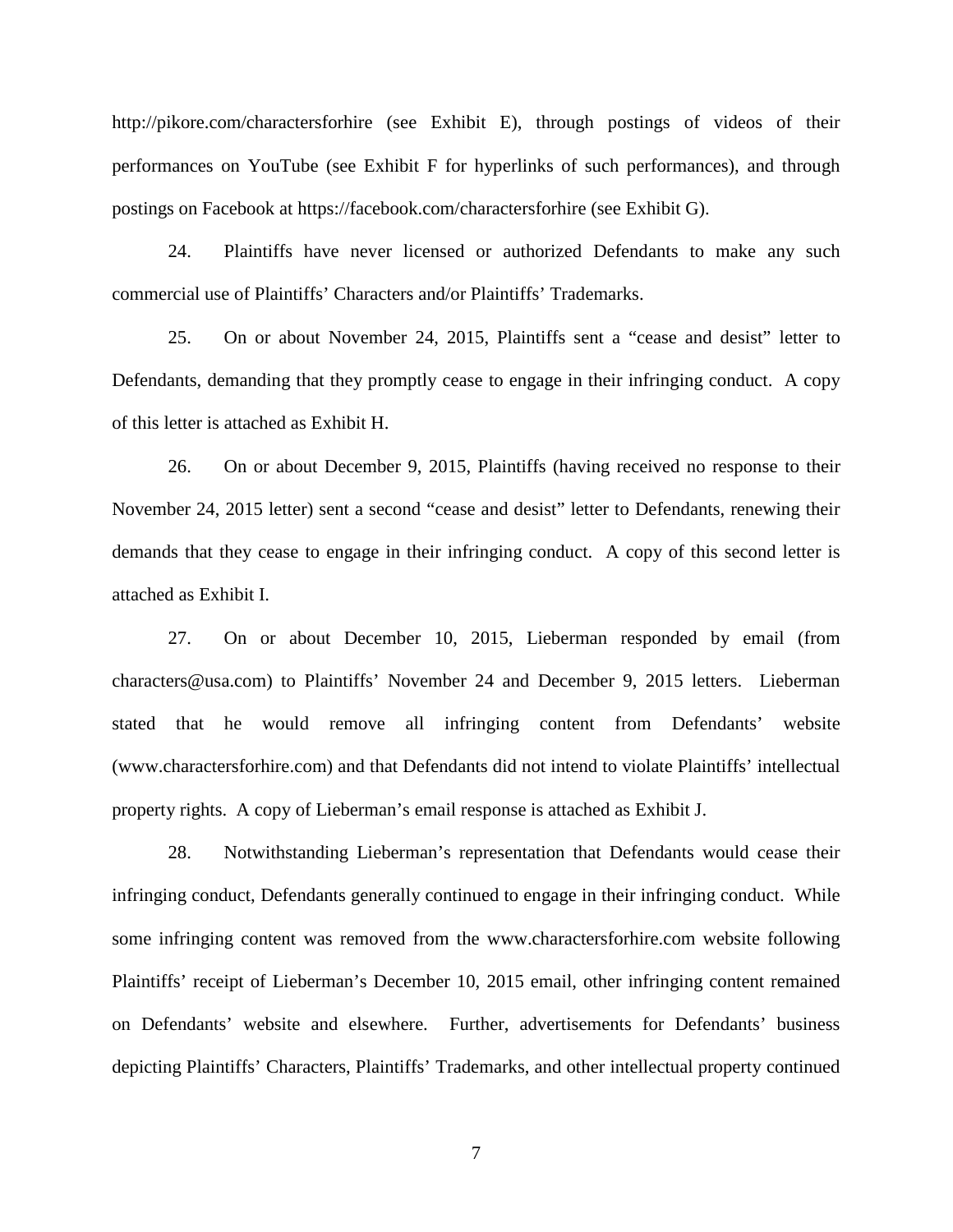http://pikore.com/charactersforhire (see Exhibit E), through postings of videos of their performances on YouTube (see Exhibit F for hyperlinks of such performances), and through postings on Facebook at https://facebook.com/charactersforhire (see Exhibit G).

24. Plaintiffs have never licensed or authorized Defendants to make any such commercial use of Plaintiffs' Characters and/or Plaintiffs' Trademarks.

25. On or about November 24, 2015, Plaintiffs sent a "cease and desist" letter to Defendants, demanding that they promptly cease to engage in their infringing conduct. A copy of this letter is attached as Exhibit H.

26. On or about December 9, 2015, Plaintiffs (having received no response to their November 24, 2015 letter) sent a second "cease and desist" letter to Defendants, renewing their demands that they cease to engage in their infringing conduct. A copy of this second letter is attached as Exhibit I.

27. On or about December 10, 2015, Lieberman responded by email (from characters@usa.com) to Plaintiffs' November 24 and December 9, 2015 letters. Lieberman stated that he would remove all infringing content from Defendants' website (www.charactersforhire.com) and that Defendants did not intend to violate Plaintiffs' intellectual property rights. A copy of Lieberman's email response is attached as Exhibit J.

28. Notwithstanding Lieberman's representation that Defendants would cease their infringing conduct, Defendants generally continued to engage in their infringing conduct. While some infringing content was removed from the www.charactersforhire.com website following Plaintiffs' receipt of Lieberman's December 10, 2015 email, other infringing content remained on Defendants' website and elsewhere. Further, advertisements for Defendants' business depicting Plaintiffs' Characters, Plaintiffs' Trademarks, and other intellectual property continued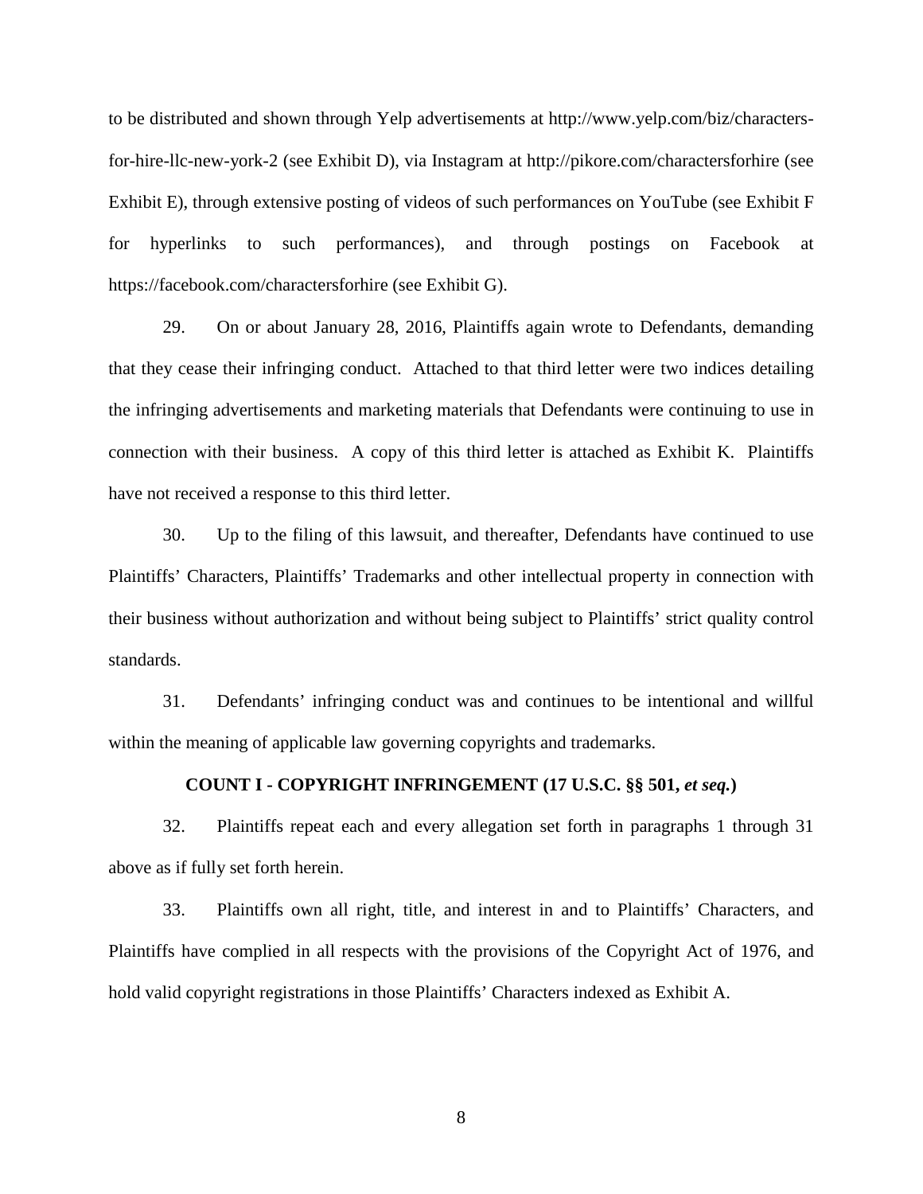to be distributed and shown through Yelp advertisements at http://www.yelp.com/biz/characters-for-hire-llc-new-york-2 (see Exhibit D), via Instagram at http://pikore.com/charactersforhire (see Exhibit E), through extensive posting of videos of such performances on YouTube (see Exhibit F for hyperlinks to such performances), and through postings on Facebook at https://facebook.com/charactersforhire (see Exhibit G).

29. On or about January 28, 2016, Plaintiffs again wrote to Defendants, demanding that they cease their infringing conduct. Attached to that third letter were two indices detailing the infringing advertisements and marketing materials that Defendants were continuing to use in connection with their business. A copy of this third letter is attached as Exhibit K. Plaintiffs have not received a response to this third letter.

30. Up to the filing of this lawsuit, and thereafter, Defendants have continued to use Plaintiffs' Characters, Plaintiffs' Trademarks and other intellectual property in connection with their business without authorization and without being subject to Plaintiffs' strict quality control standards.

31. Defendants' infringing conduct was and continues to be intentional and willful within the meaning of applicable law governing copyrights and trademarks.

**COUNT I - COPYRIGHT INFRINGEMENT (17 U.S.C. §§ 501, *et seq.*)**

32. Plaintiffs repeat each and every allegation set forth in paragraphs 1 through 31 above as if fully set forth herein.

33. Plaintiffs own all right, title, and interest in and to Plaintiffs' Characters, and Plaintiffs have complied in all respects with the provisions of the Copyright Act of 1976, and hold valid copyright registrations in those Plaintiffs' Characters indexed as Exhibit A.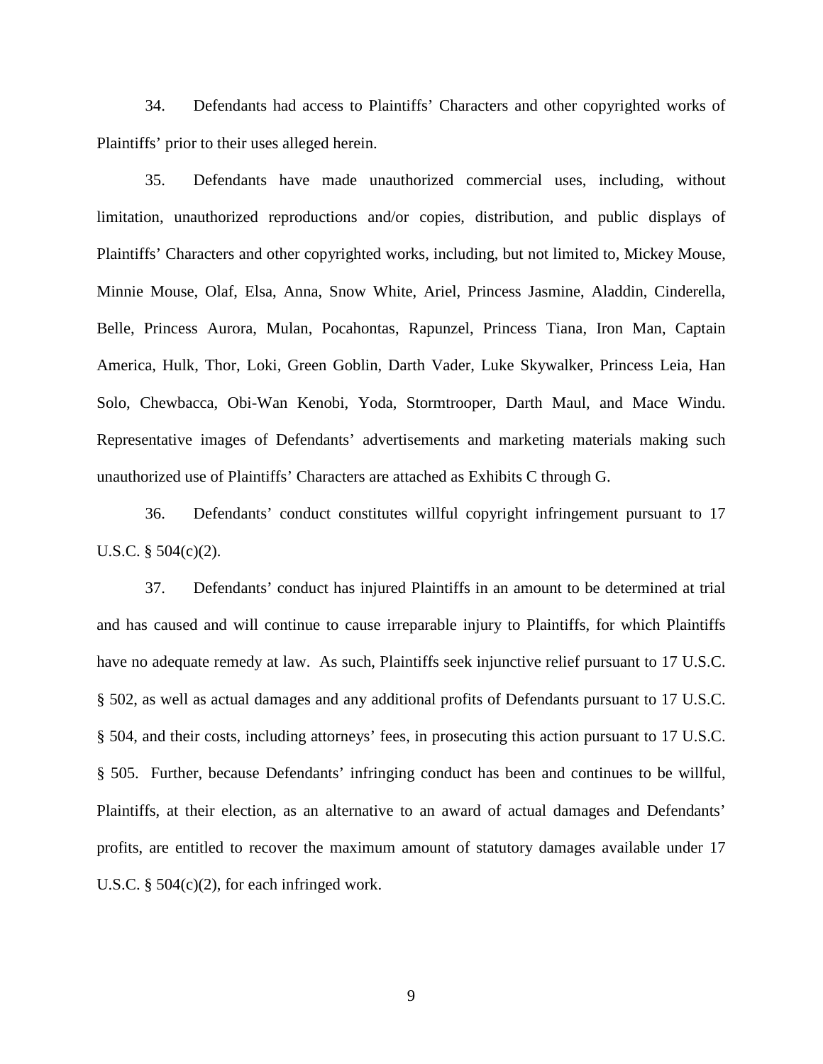34. Defendants had access to Plaintiffs' Characters and other copyrighted works of Plaintiffs' prior to their uses alleged herein.

35. Defendants have made unauthorized commercial uses, including, without limitation, unauthorized reproductions and/or copies, distribution, and public displays of Plaintiffs' Characters and other copyrighted works, including, but not limited to, Mickey Mouse, Minnie Mouse, Olaf, Elsa, Anna, Snow White, Ariel, Princess Jasmine, Aladdin, Cinderella, Belle, Princess Aurora, Mulan, Pocahontas, Rapunzel, Princess Tiana, Iron Man, Captain America, Hulk, Thor, Loki, Green Goblin, Darth Vader, Luke Skywalker, Princess Leia, Han Solo, Chewbacca, Obi-Wan Kenobi, Yoda, Stormtrooper, Darth Maul, and Mace Windu. Representative images of Defendants' advertisements and marketing materials making such unauthorized use of Plaintiffs' Characters are attached as Exhibits C through G.

36. Defendants' conduct constitutes willful copyright infringement pursuant to 17 U.S.C. § 504(c)(2).

37. Defendants' conduct has injured Plaintiffs in an amount to be determined at trial and has caused and will continue to cause irreparable injury to Plaintiffs, for which Plaintiffs have no adequate remedy at law. As such, Plaintiffs seek injunctive relief pursuant to 17 U.S.C. § 502, as well as actual damages and any additional profits of Defendants pursuant to 17 U.S.C. § 504, and their costs, including attorneys' fees, in prosecuting this action pursuant to 17 U.S.C. § 505. Further, because Defendants' infringing conduct has been and continues to be willful, Plaintiffs, at their election, as an alternative to an award of actual damages and Defendants' profits, are entitled to recover the maximum amount of statutory damages available under 17 U.S.C. § 504(c)(2), for each infringed work.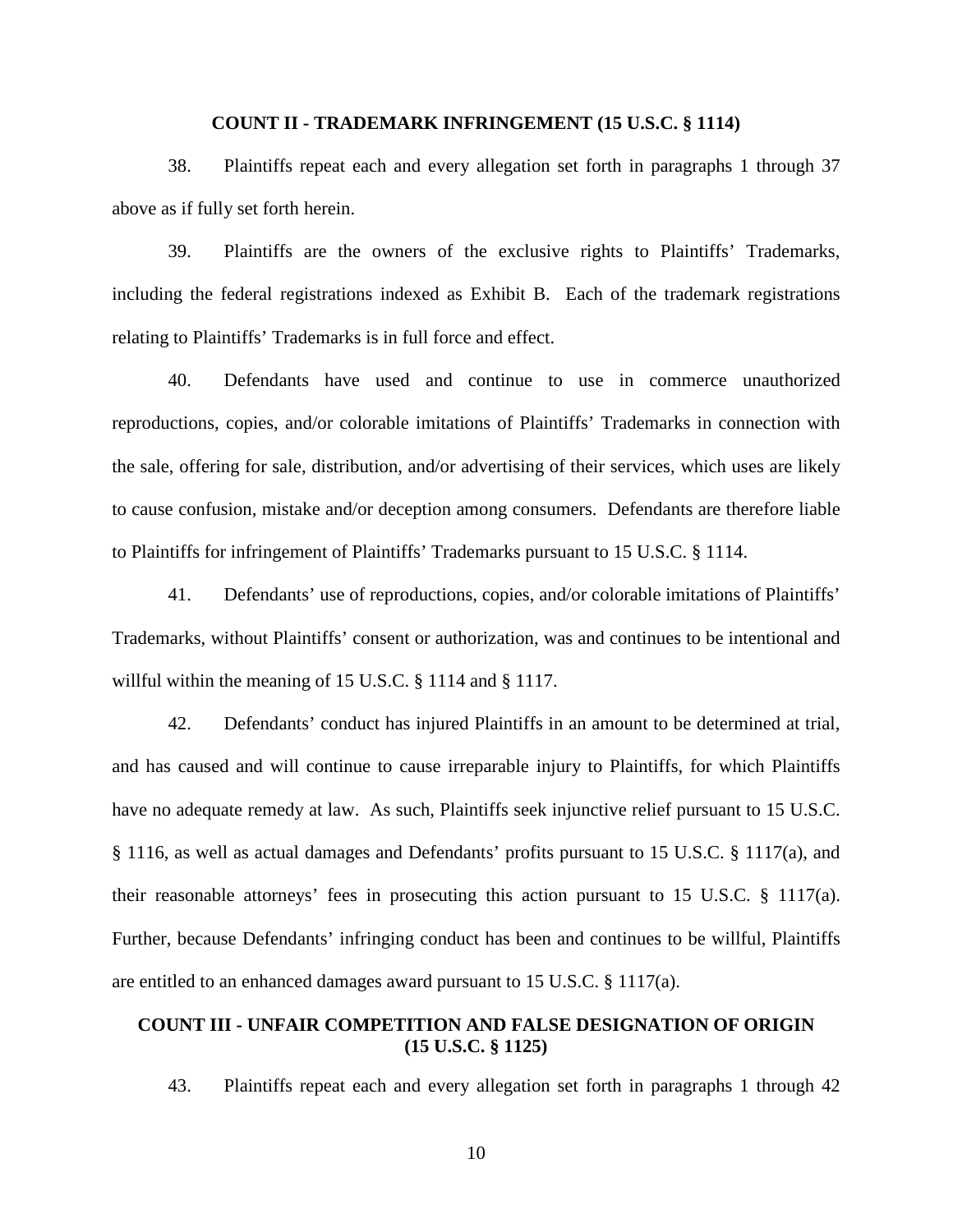**COUNT II - TRADEMARK INFRINGEMENT (15 U.S.C. § 1114)**

38. Plaintiffs repeat each and every allegation set forth in paragraphs 1 through 37 above as if fully set forth herein.

39. Plaintiffs are the owners of the exclusive rights to Plaintiffs' Trademarks, including the federal registrations indexed as Exhibit B. Each of the trademark registrations relating to Plaintiffs' Trademarks is in full force and effect.

40. Defendants have used and continue to use in commerce unauthorized reproductions, copies, and/or colorable imitations of Plaintiffs' Trademarks in connection with the sale, offering for sale, distribution, and/or advertising of their services, which uses are likely to cause confusion, mistake and/or deception among consumers. Defendants are therefore liable to Plaintiffs for infringement of Plaintiffs' Trademarks pursuant to 15 U.S.C. § 1114.

41. Defendants' use of reproductions, copies, and/or colorable imitations of Plaintiffs' Trademarks, without Plaintiffs' consent or authorization, was and continues to be intentional and willful within the meaning of 15 U.S.C. § 1114 and § 1117.

42. Defendants' conduct has injured Plaintiffs in an amount to be determined at trial, and has caused and will continue to cause irreparable injury to Plaintiffs, for which Plaintiffs have no adequate remedy at law. As such, Plaintiffs seek injunctive relief pursuant to 15 U.S.C. § 1116, as well as actual damages and Defendants' profits pursuant to 15 U.S.C. § 1117(a), and their reasonable attorneys' fees in prosecuting this action pursuant to 15 U.S.C. § 1117(a). Further, because Defendants' infringing conduct has been and continues to be willful, Plaintiffs are entitled to an enhanced damages award pursuant to 15 U.S.C. § 1117(a).

**COUNT III - UNFAIR COMPETITION AND FALSE DESIGNATION OF ORIGIN (15 U.S.C. § 1125)**

43. Plaintiffs repeat each and every allegation set forth in paragraphs 1 through 42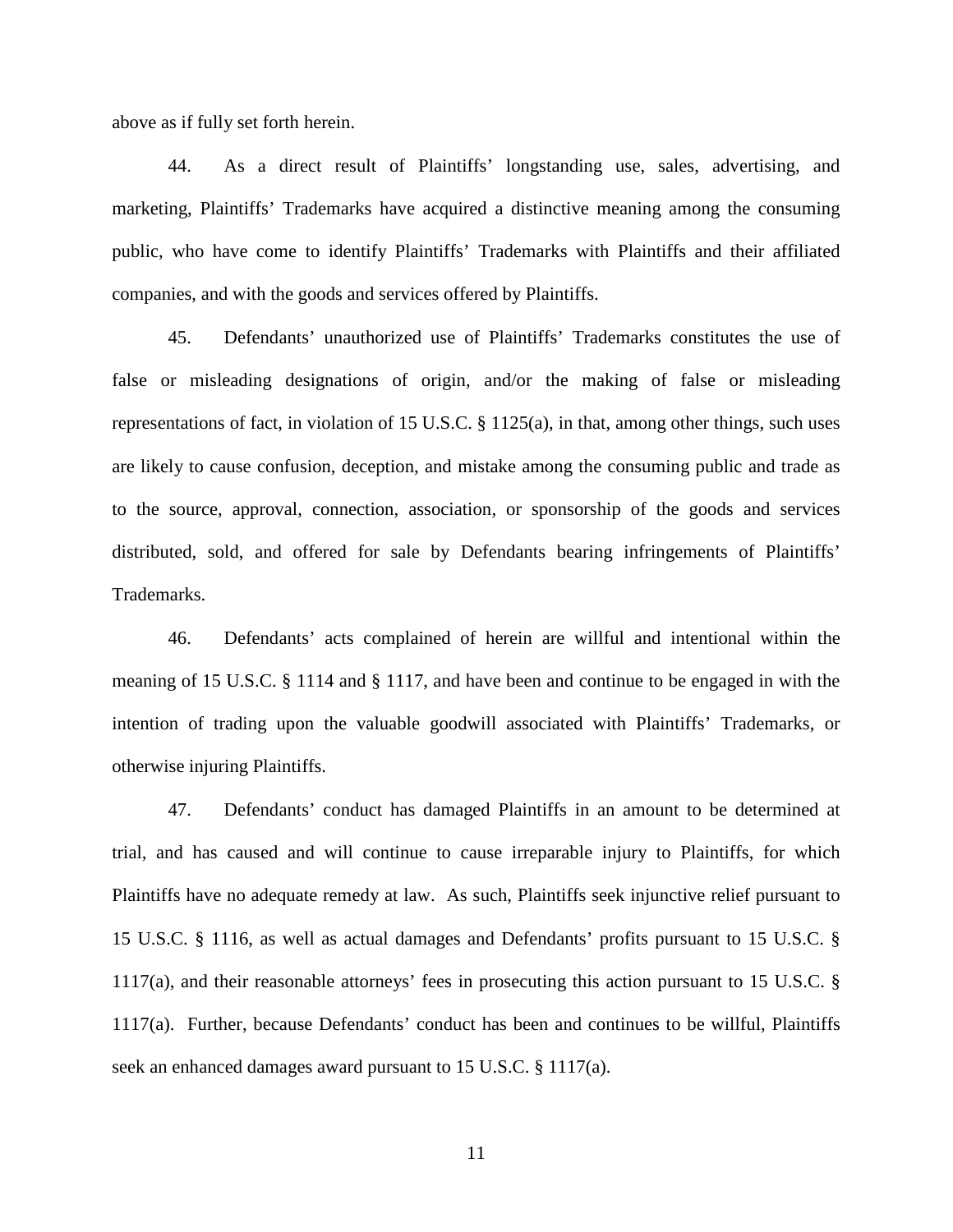above as if fully set forth herein.

44. As a direct result of Plaintiffs' longstanding use, sales, advertising, and marketing, Plaintiffs' Trademarks have acquired a distinctive meaning among the consuming public, who have come to identify Plaintiffs' Trademarks with Plaintiffs and their affiliated companies, and with the goods and services offered by Plaintiffs.

45. Defendants' unauthorized use of Plaintiffs' Trademarks constitutes the use of false or misleading designations of origin, and/or the making of false or misleading representations of fact, in violation of 15 U.S.C. § 1125(a), in that, among other things, such uses are likely to cause confusion, deception, and mistake among the consuming public and trade as to the source, approval, connection, association, or sponsorship of the goods and services distributed, sold, and offered for sale by Defendants bearing infringements of Plaintiffs' Trademarks.

46. Defendants' acts complained of herein are willful and intentional within the meaning of 15 U.S.C. § 1114 and § 1117, and have been and continue to be engaged in with the intention of trading upon the valuable goodwill associated with Plaintiffs' Trademarks, or otherwise injuring Plaintiffs.

47. Defendants' conduct has damaged Plaintiffs in an amount to be determined at trial, and has caused and will continue to cause irreparable injury to Plaintiffs, for which Plaintiffs have no adequate remedy at law. As such, Plaintiffs seek injunctive relief pursuant to 15 U.S.C. § 1116, as well as actual damages and Defendants' profits pursuant to 15 U.S.C. § 1117(a), and their reasonable attorneys' fees in prosecuting this action pursuant to 15 U.S.C. § 1117(a). Further, because Defendants' conduct has been and continues to be willful, Plaintiffs seek an enhanced damages award pursuant to 15 U.S.C. § 1117(a).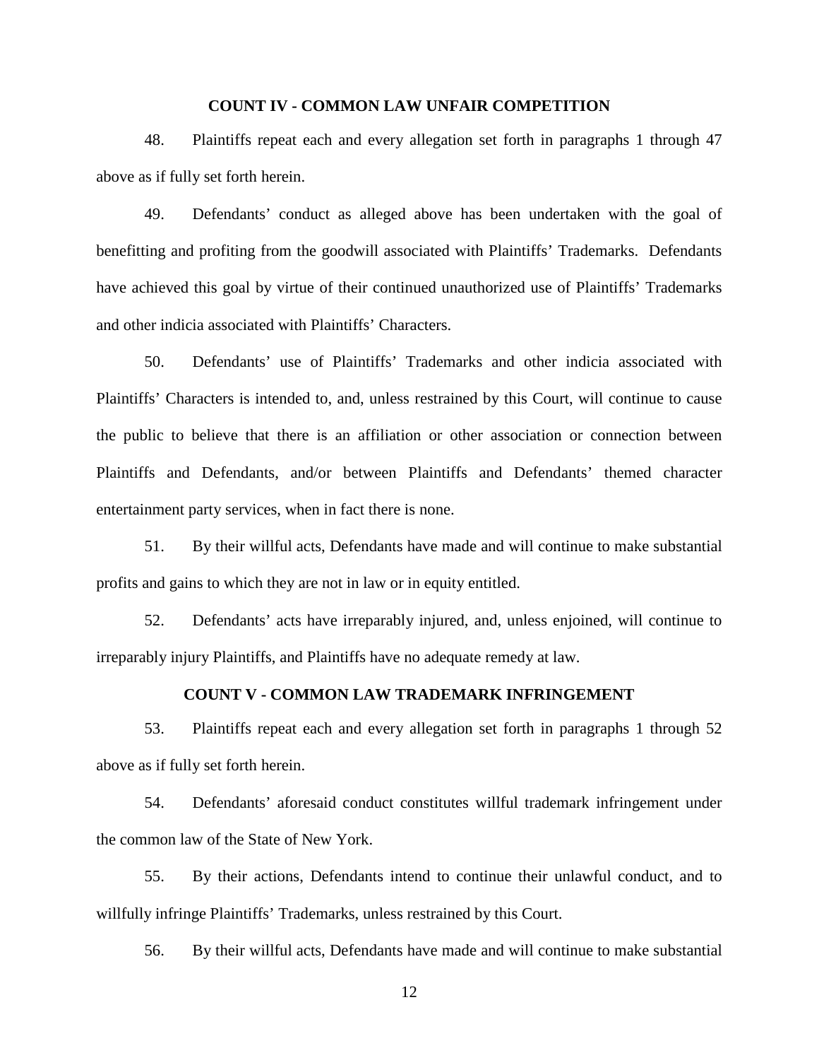**COUNT IV - COMMON LAW UNFAIR COMPETITION**

48. Plaintiffs repeat each and every allegation set forth in paragraphs 1 through 47 above as if fully set forth herein.

49. Defendants' conduct as alleged above has been undertaken with the goal of benefitting and profiting from the goodwill associated with Plaintiffs' Trademarks. Defendants have achieved this goal by virtue of their continued unauthorized use of Plaintiffs' Trademarks and other indicia associated with Plaintiffs' Characters.

50. Defendants' use of Plaintiffs' Trademarks and other indicia associated with Plaintiffs' Characters is intended to, and, unless restrained by this Court, will continue to cause the public to believe that there is an affiliation or other association or connection between Plaintiffs and Defendants, and/or between Plaintiffs and Defendants' themed character entertainment party services, when in fact there is none.

51. By their willful acts, Defendants have made and will continue to make substantial profits and gains to which they are not in law or in equity entitled.

52. Defendants' acts have irreparably injured, and, unless enjoined, will continue to irreparably injury Plaintiffs, and Plaintiffs have no adequate remedy at law.

**COUNT V - COMMON LAW TRADEMARK INFRINGEMENT**

53. Plaintiffs repeat each and every allegation set forth in paragraphs 1 through 52 above as if fully set forth herein.

54. Defendants' aforesaid conduct constitutes willful trademark infringement under the common law of the State of New York.

55. By their actions, Defendants intend to continue their unlawful conduct, and to willfully infringe Plaintiffs' Trademarks, unless restrained by this Court.

56. By their willful acts, Defendants have made and will continue to make substantial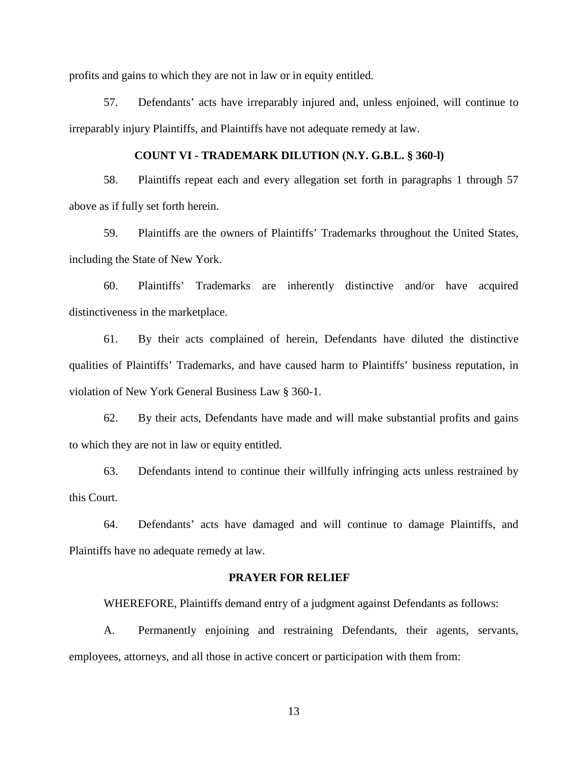profits and gains to which they are not in law or in equity entitled.

57. Defendants' acts have irreparably injured and, unless enjoined, will continue to irreparably injury Plaintiffs, and Plaintiffs have not adequate remedy at law.

### COUNT VI - TRADEMARK DILUTION (N.Y. G.B.L. § 360-l)

58. Plaintiffs repeat each and every allegation set forth in paragraphs 1 through 57 above as if fully set forth herein.

59. Plaintiffs are the owners of Plaintiffs' Trademarks throughout the United States, including the State of New York.

60. Plaintiffs' Trademarks are inherently distinctive and/or have acquired distinctiveness in the marketplace.

61. By their acts complained of herein, Defendants have diluted the distinctive qualities of Plaintiffs' Trademarks, and have caused harm to Plaintiffs' business reputation, in violation of New York General Business Law § 360-1.

62. By their acts, Defendants have made and will make substantial profits and gains to which they are not in law or equity entitled.

63. Defendants intend to continue their willfully infringing acts unless restrained by this Court.

64. Defendants' acts have damaged and will continue to damage Plaintiffs, and Plaintiffs have no adequate remedy at law.

### PRAYER FOR RELIEF

WHEREFORE, Plaintiffs demand entry of a judgment against Defendants as follows:

A. Permanently enjoining and restraining Defendants, their agents, servants, employees, attorneys, and all those in active concert or participation with them from: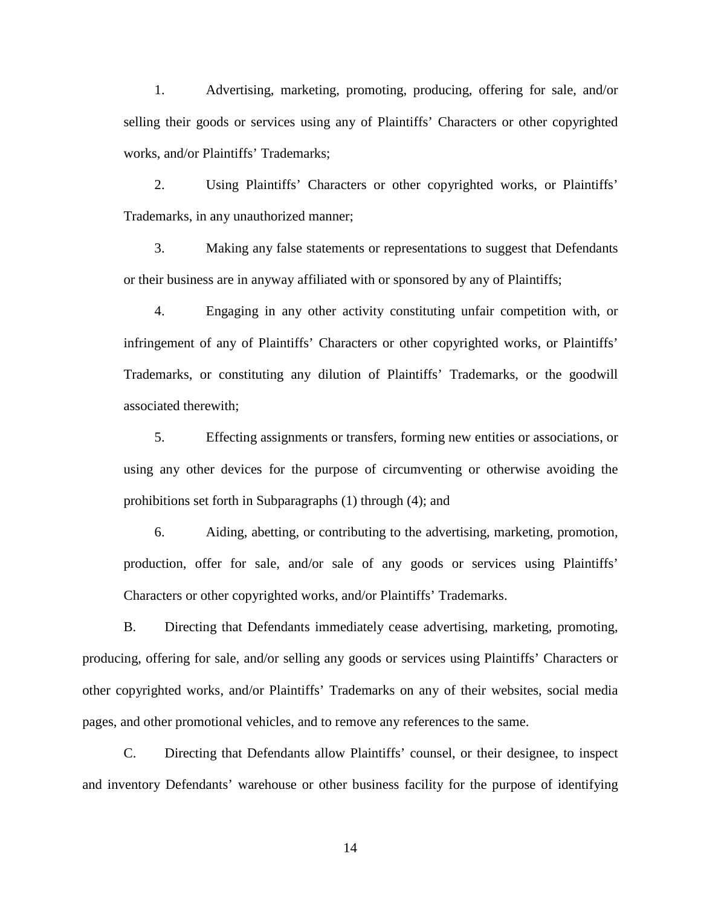1. Advertising, marketing, promoting, producing, offering for sale, and/or selling their goods or services using any of Plaintiffs' Characters or other copyrighted works, and/or Plaintiffs' Trademarks;

2. Using Plaintiffs' Characters or other copyrighted works, or Plaintiffs' Trademarks, in any unauthorized manner;

3. Making any false statements or representations to suggest that Defendants or their business are in anyway affiliated with or sponsored by any of Plaintiffs;

4. Engaging in any other activity constituting unfair competition with, or infringement of any of Plaintiffs' Characters or other copyrighted works, or Plaintiffs' Trademarks, or constituting any dilution of Plaintiffs' Trademarks, or the goodwill associated therewith;

5. Effecting assignments or transfers, forming new entities or associations, or using any other devices for the purpose of circumventing or otherwise avoiding the prohibitions set forth in Subparagraphs (1) through (4); and

6. Aiding, abetting, or contributing to the advertising, marketing, promotion, production, offer for sale, and/or sale of any goods or services using Plaintiffs' Characters or other copyrighted works, and/or Plaintiffs' Trademarks.

B. Directing that Defendants immediately cease advertising, marketing, promoting, producing, offering for sale, and/or selling any goods or services using Plaintiffs' Characters or other copyrighted works, and/or Plaintiffs' Trademarks on any of their websites, social media pages, and other promotional vehicles, and to remove any references to the same.

C. Directing that Defendants allow Plaintiffs' counsel, or their designee, to inspect and inventory Defendants' warehouse or other business facility for the purpose of identifying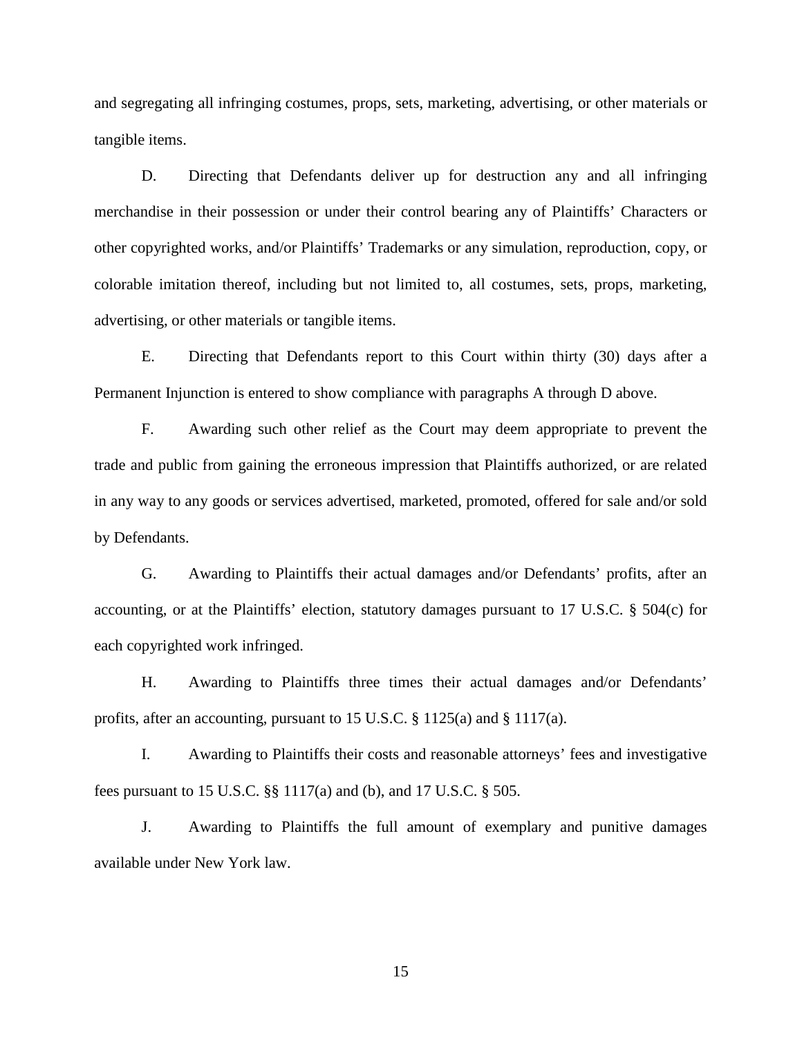and segregating all infringing costumes, props, sets, marketing, advertising, or other materials or tangible items.

D. Directing that Defendants deliver up for destruction any and all infringing merchandise in their possession or under their control bearing any of Plaintiffs' Characters or other copyrighted works, and/or Plaintiffs' Trademarks or any simulation, reproduction, copy, or colorable imitation thereof, including but not limited to, all costumes, sets, props, marketing, advertising, or other materials or tangible items.

E. Directing that Defendants report to this Court within thirty (30) days after a Permanent Injunction is entered to show compliance with paragraphs A through D above.

F. Awarding such other relief as the Court may deem appropriate to prevent the trade and public from gaining the erroneous impression that Plaintiffs authorized, or are related in any way to any goods or services advertised, marketed, promoted, offered for sale and/or sold by Defendants.

G. Awarding to Plaintiffs their actual damages and/or Defendants' profits, after an accounting, or at the Plaintiffs' election, statutory damages pursuant to 17 U.S.C. § 504(c) for each copyrighted work infringed.

H. Awarding to Plaintiffs three times their actual damages and/or Defendants' profits, after an accounting, pursuant to 15 U.S.C. § 1125(a) and § 1117(a).

I. Awarding to Plaintiffs their costs and reasonable attorneys' fees and investigative fees pursuant to 15 U.S.C. §§ 1117(a) and (b), and 17 U.S.C. § 505.

J. Awarding to Plaintiffs the full amount of exemplary and punitive damages available under New York law.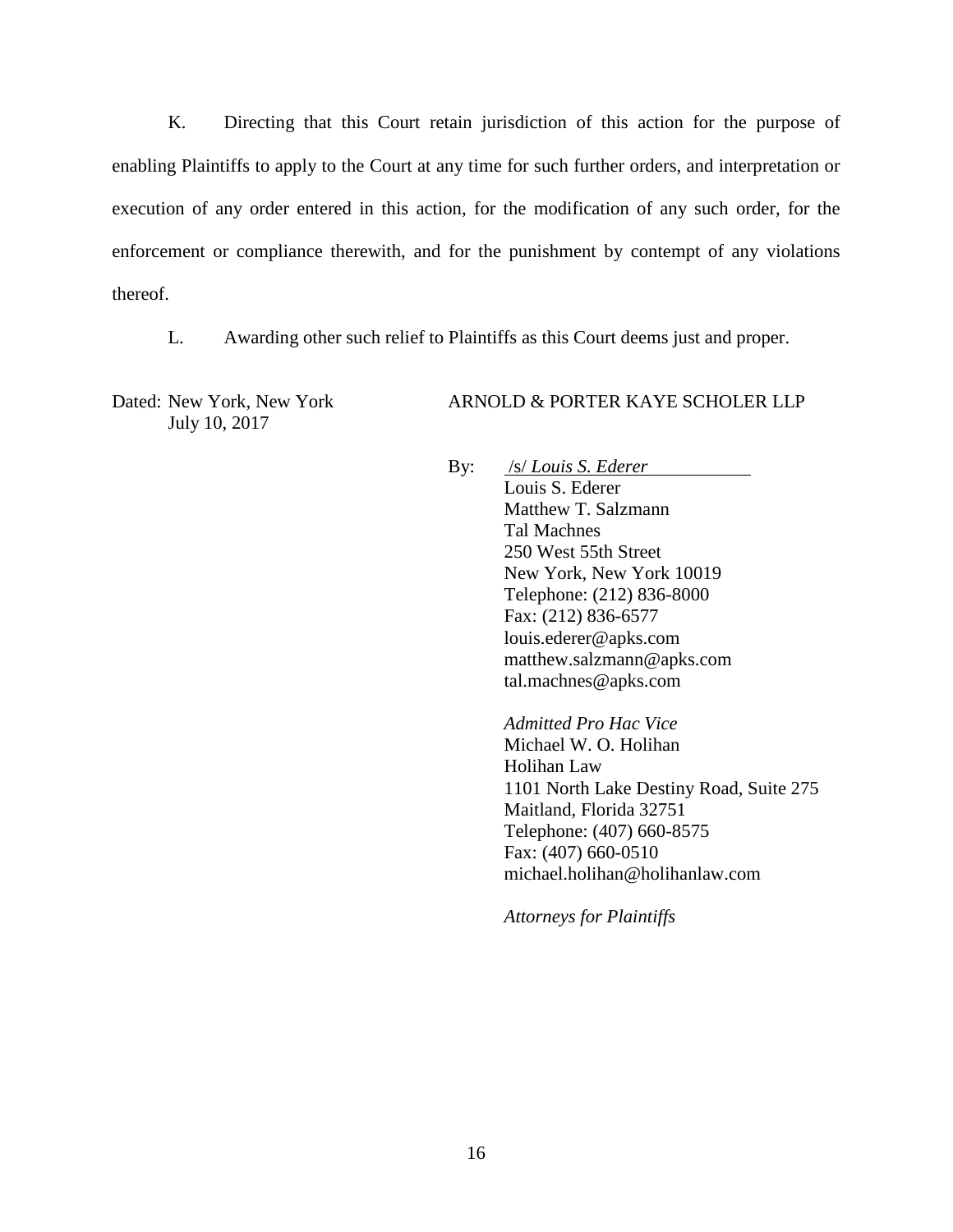K. Directing that this Court retain jurisdiction of this action for the purpose of enabling Plaintiffs to apply to the Court at any time for such further orders, and interpretation or execution of any order entered in this action, for the modification of any such order, for the enforcement or compliance therewith, and for the punishment by contempt of any violations thereof.

L. Awarding other such relief to Plaintiffs as this Court deems just and proper.

Dated: New York, New York
July 10, 2017

ARNOLD & PORTER KAYE SCHOLER LLP

By: /s/ *Louis S. Ederer*
Louis S. Ederer
Matthew T. Salzmann
Tal Machnes
250 West 55th Street
New York, New York 10019
Telephone: (212) 836-8000
Fax: (212) 836-6577
louis.ederer@apks.com
matthew.salzmann@apks.com
tal.machnes@apks.com

*Admitted Pro Hac Vice*
Michael W. O. Holihan
Holihan Law
1101 North Lake Destiny Road, Suite 275
Maitland, Florida 32751
Telephone: (407) 660-8575
Fax: (407) 660-0510
michael.holihan@holihanlaw.com

*Attorneys for Plaintiffs*